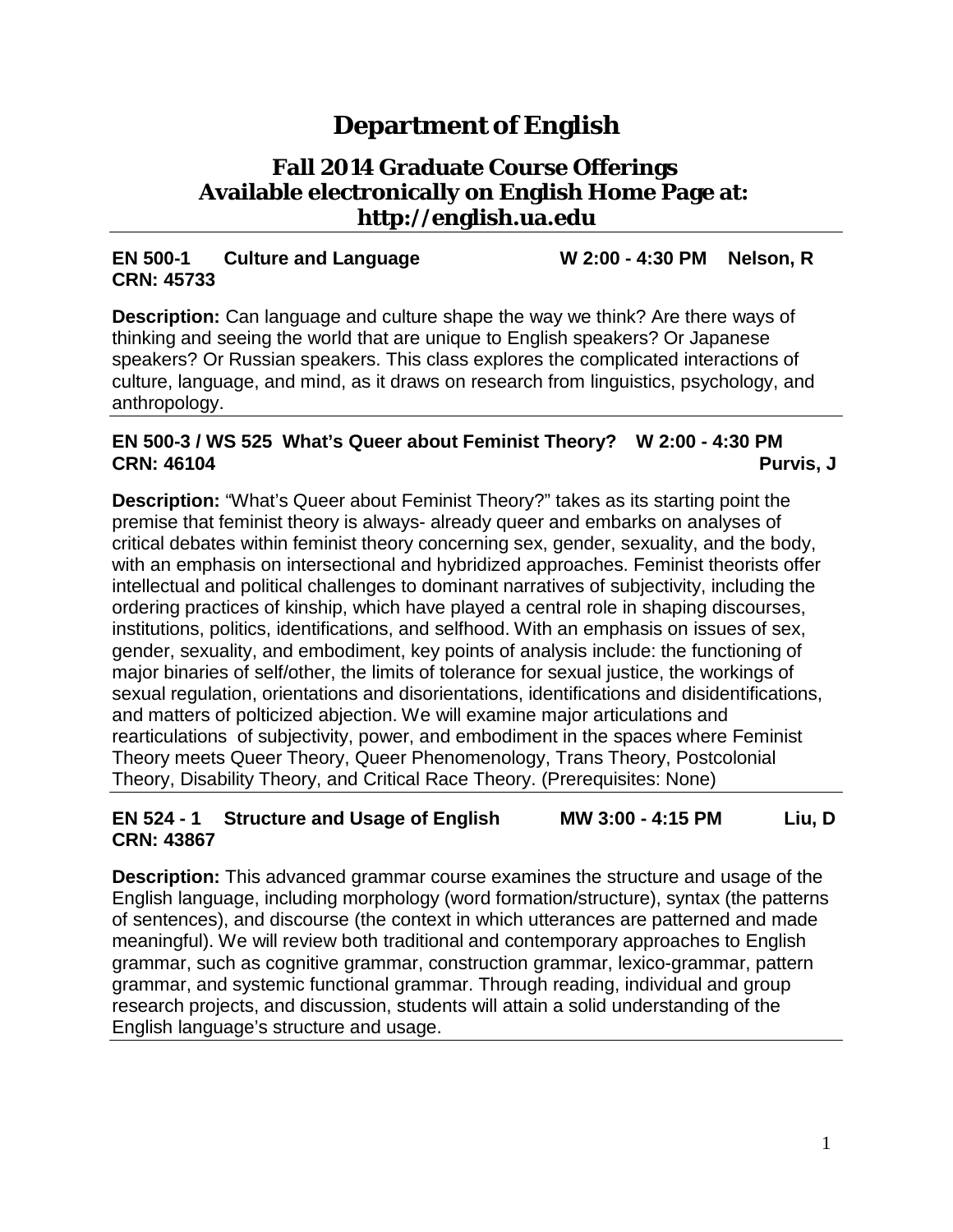# Department of English

## Fall 2014 Graduate Course Offerings
## Available electronically on English Home Page at: http://english.ua.edu

---

**EN 500-1 Culture and Language W 2:00 - 4:30 PM Nelson, R**
**CRN: 45733**

**Description:** Can language and culture shape the way we think? Are there ways of thinking and seeing the world that are unique to English speakers? Or Japanese speakers? Or Russian speakers. This class explores the complicated interactions of culture, language, and mind, as it draws on research from linguistics, psychology, and anthropology.

---

**EN 500-3 / WS 525 What's Queer about Feminist Theory? W 2:00 - 4:30 PM**
**CRN: 46104 Purvis, J**

**Description:** "What's Queer about Feminist Theory?" takes as its starting point the premise that feminist theory is always- already queer and embarks on analyses of critical debates within feminist theory concerning sex, gender, sexuality, and the body, with an emphasis on intersectional and hybridized approaches. Feminist theorists offer intellectual and political challenges to dominant narratives of subjectivity, including the ordering practices of kinship, which have played a central role in shaping discourses, institutions, politics, identifications, and selfhood. With an emphasis on issues of sex, gender, sexuality, and embodiment, key points of analysis include: the functioning of major binaries of self/other, the limits of tolerance for sexual justice, the workings of sexual regulation, orientations and disorientations, identifications and disidentifications, and matters of polticized abjection. We will examine major articulations and rearticulations of subjectivity, power, and embodiment in the spaces where Feminist Theory meets Queer Theory, Queer Phenomenology, Trans Theory, Postcolonial Theory, Disability Theory, and Critical Race Theory. (Prerequisites: None)

---

**EN 524 - 1 Structure and Usage of English MW 3:00 - 4:15 PM Liu, D**
**CRN: 43867**

**Description:** This advanced grammar course examines the structure and usage of the English language, including morphology (word formation/structure), syntax (the patterns of sentences), and discourse (the context in which utterances are patterned and made meaningful). We will review both traditional and contemporary approaches to English grammar, such as cognitive grammar, construction grammar, lexico-grammar, pattern grammar, and systemic functional grammar. Through reading, individual and group research projects, and discussion, students will attain a solid understanding of the English language's structure and usage.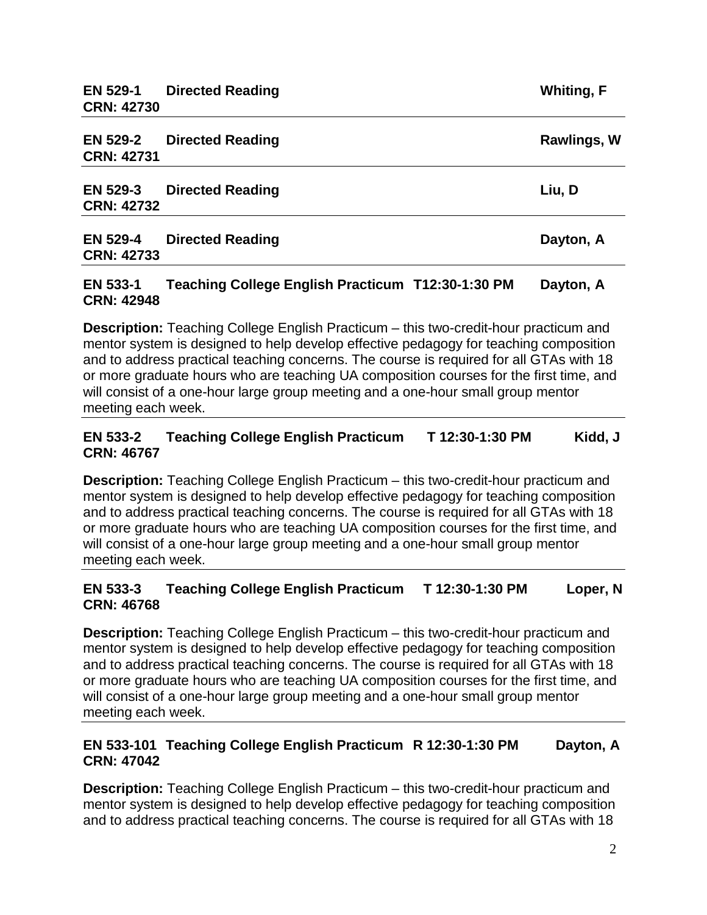**EN 529-1** **Directed Reading** **Whiting, F**
**CRN: 42730**

---

**EN 529-2** **Directed Reading** **Rawlings, W**
**CRN: 42731**

---

**EN 529-3** **Directed Reading** **Liu, D**
**CRN: 42732**

---

**EN 529-4** **Directed Reading** **Dayton, A**
**CRN: 42733**

---

**EN 533-1** **Teaching College English Practicum T12:30-1:30 PM** **Dayton, A**
**CRN: 42948**

**Description:** Teaching College English Practicum – this two-credit-hour practicum and mentor system is designed to help develop effective pedagogy for teaching composition and to address practical teaching concerns. The course is required for all GTAs with 18 or more graduate hours who are teaching UA composition courses for the first time, and will consist of a one-hour large group meeting and a one-hour small group mentor meeting each week.

---

**EN 533-2** **Teaching College English Practicum** **T 12:30-1:30 PM** **Kidd, J**
**CRN: 46767**

**Description:** Teaching College English Practicum – this two-credit-hour practicum and mentor system is designed to help develop effective pedagogy for teaching composition and to address practical teaching concerns. The course is required for all GTAs with 18 or more graduate hours who are teaching UA composition courses for the first time, and will consist of a one-hour large group meeting and a one-hour small group mentor meeting each week.

---

**EN 533-3** **Teaching College English Practicum** **T 12:30-1:30 PM** **Loper, N**
**CRN: 46768**

**Description:** Teaching College English Practicum – this two-credit-hour practicum and mentor system is designed to help develop effective pedagogy for teaching composition and to address practical teaching concerns. The course is required for all GTAs with 18 or more graduate hours who are teaching UA composition courses for the first time, and will consist of a one-hour large group meeting and a one-hour small group mentor meeting each week.

---

**EN 533-101** **Teaching College English Practicum** **R 12:30-1:30 PM** **Dayton, A**
**CRN: 47042**

**Description:** Teaching College English Practicum – this two-credit-hour practicum and mentor system is designed to help develop effective pedagogy for teaching composition and to address practical teaching concerns. The course is required for all GTAs with 18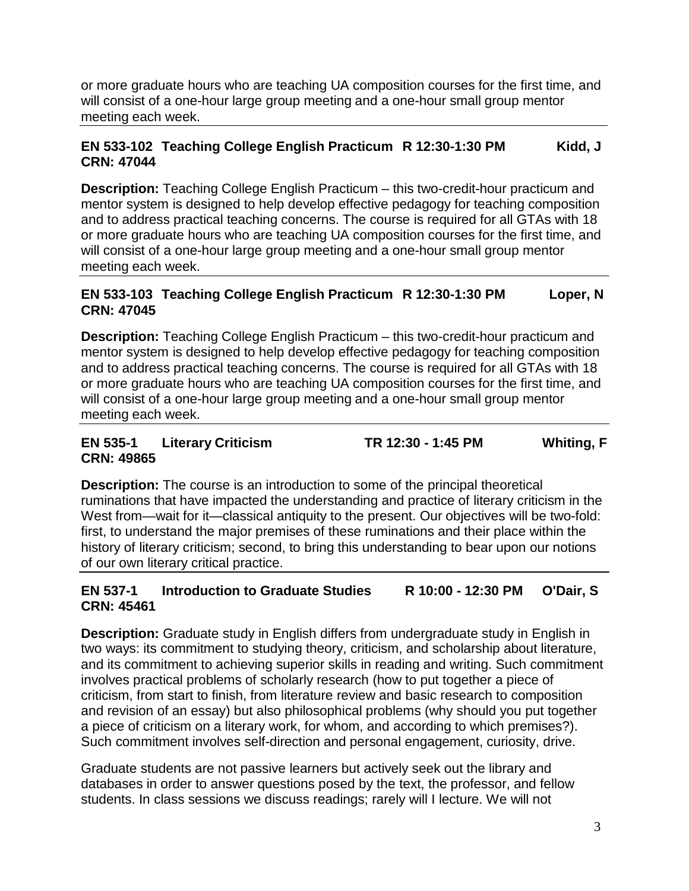or more graduate hours who are teaching UA composition courses for the first time, and will consist of a one-hour large group meeting and a one-hour small group mentor meeting each week.

---

**EN 533-102 Teaching College English Practicum R 12:30-1:30 PM Kidd, J**
**CRN: 47044**

**Description:** Teaching College English Practicum – this two-credit-hour practicum and mentor system is designed to help develop effective pedagogy for teaching composition and to address practical teaching concerns. The course is required for all GTAs with 18 or more graduate hours who are teaching UA composition courses for the first time, and will consist of a one-hour large group meeting and a one-hour small group mentor meeting each week.

---

**EN 533-103 Teaching College English Practicum R 12:30-1:30 PM Loper, N**
**CRN: 47045**

**Description:** Teaching College English Practicum – this two-credit-hour practicum and mentor system is designed to help develop effective pedagogy for teaching composition and to address practical teaching concerns. The course is required for all GTAs with 18 or more graduate hours who are teaching UA composition courses for the first time, and will consist of a one-hour large group meeting and a one-hour small group mentor meeting each week.

---

**EN 535-1 Literary Criticism TR 12:30 - 1:45 PM Whiting, F**
**CRN: 49865**

**Description:** The course is an introduction to some of the principal theoretical ruminations that have impacted the understanding and practice of literary criticism in the West from—wait for it—classical antiquity to the present. Our objectives will be two-fold: first, to understand the major premises of these ruminations and their place within the history of literary criticism; second, to bring this understanding to bear upon our notions of our own literary critical practice.

---

**EN 537-1 Introduction to Graduate Studies R 10:00 - 12:30 PM O'Dair, S**
**CRN: 45461**

**Description:** Graduate study in English differs from undergraduate study in English in two ways: its commitment to studying theory, criticism, and scholarship about literature, and its commitment to achieving superior skills in reading and writing. Such commitment involves practical problems of scholarly research (how to put together a piece of criticism, from start to finish, from literature review and basic research to composition and revision of an essay) but also philosophical problems (why should you put together a piece of criticism on a literary work, for whom, and according to which premises?). Such commitment involves self-direction and personal engagement, curiosity, drive.

Graduate students are not passive learners but actively seek out the library and databases in order to answer questions posed by the text, the professor, and fellow students. In class sessions we discuss readings; rarely will I lecture. We will not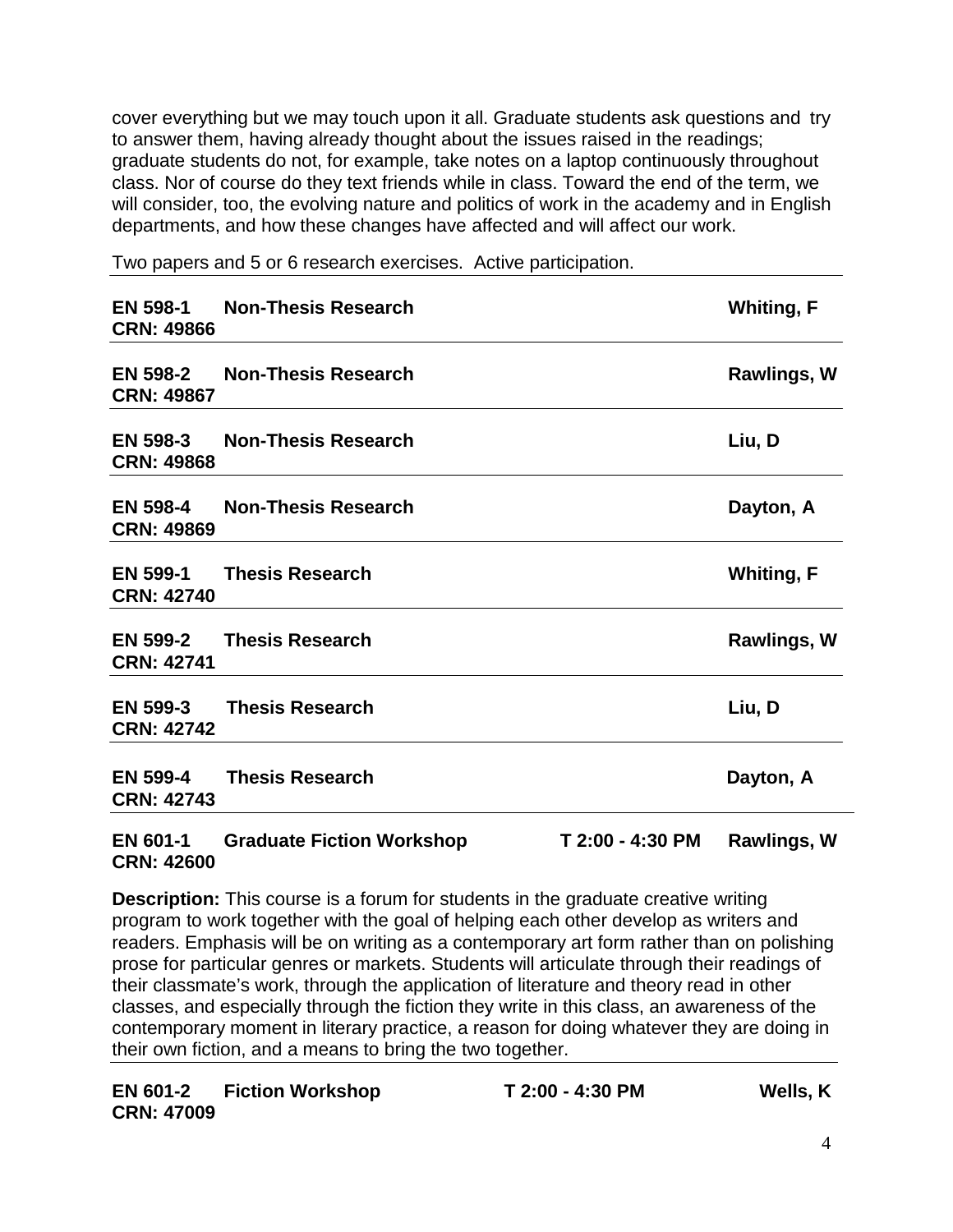cover everything but we may touch upon it all. Graduate students ask questions and try to answer them, having already thought about the issues raised in the readings; graduate students do not, for example, take notes on a laptop continuously throughout class. Nor of course do they text friends while in class. Toward the end of the term, we will consider, too, the evolving nature and politics of work in the academy and in English departments, and how these changes have affected and will affect our work.

Two papers and 5 or 6 research exercises. Active participation.

---

**EN 598-1 Non-Thesis Research** — **Whiting, F**
**CRN: 49866**

---

**EN 598-2 Non-Thesis Research** — **Rawlings, W**
**CRN: 49867**

---

**EN 598-3 Non-Thesis Research** — **Liu, D**
**CRN: 49868**

---

**EN 598-4 Non-Thesis Research** — **Dayton, A**
**CRN: 49869**

---

**EN 599-1 Thesis Research** — **Whiting, F**
**CRN: 42740**

---

**EN 599-2 Thesis Research** — **Rawlings, W**
**CRN: 42741**

---

**EN 599-3 Thesis Research** — **Liu, D**
**CRN: 42742**

---

**EN 599-4 Thesis Research** — **Dayton, A**
**CRN: 42743**

---

**EN 601-1 Graduate Fiction Workshop** — **T 2:00 - 4:30 PM** — **Rawlings, W**
**CRN: 42600**

**Description:** This course is a forum for students in the graduate creative writing program to work together with the goal of helping each other develop as writers and readers. Emphasis will be on writing as a contemporary art form rather than on polishing prose for particular genres or markets. Students will articulate through their readings of their classmate's work, through the application of literature and theory read in other classes, and especially through the fiction they write in this class, an awareness of the contemporary moment in literary practice, a reason for doing whatever they are doing in their own fiction, and a means to bring the two together.

---

**EN 601-2 Fiction Workshop** — **T 2:00 - 4:30 PM** — **Wells, K**
**CRN: 47009**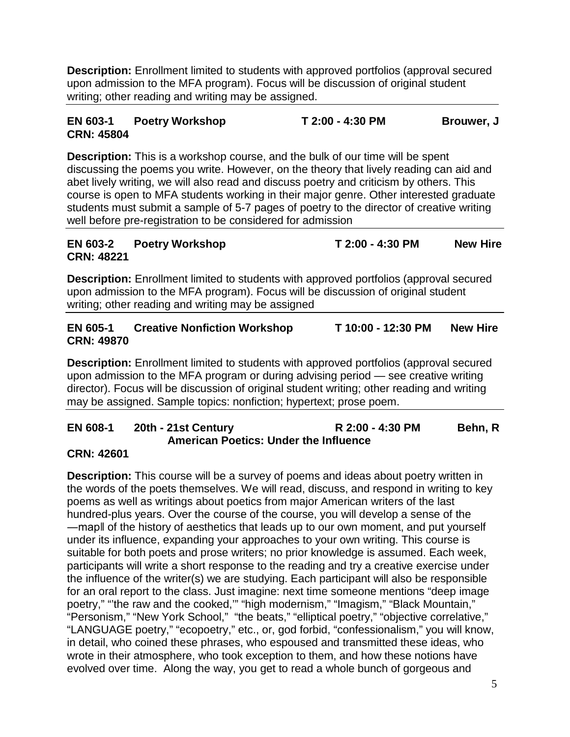**Description:** Enrollment limited to students with approved portfolios (approval secured upon admission to the MFA program). Focus will be discussion of original student writing; other reading and writing may be assigned.

---

**EN 603-1 Poetry Workshop T 2:00 - 4:30 PM Brouwer, J**
**CRN: 45804**

**Description:** This is a workshop course, and the bulk of our time will be spent discussing the poems you write. However, on the theory that lively reading can aid and abet lively writing, we will also read and discuss poetry and criticism by others. This course is open to MFA students working in their major genre. Other interested graduate students must submit a sample of 5-7 pages of poetry to the director of creative writing well before pre-registration to be considered for admission

---

**EN 603-2 Poetry Workshop T 2:00 - 4:30 PM New Hire**
**CRN: 48221**

**Description:** Enrollment limited to students with approved portfolios (approval secured upon admission to the MFA program). Focus will be discussion of original student writing; other reading and writing may be assigned

---

**EN 605-1 Creative Nonfiction Workshop T 10:00 - 12:30 PM New Hire**
**CRN: 49870**

**Description:** Enrollment limited to students with approved portfolios (approval secured upon admission to the MFA program or during advising period — see creative writing director). Focus will be discussion of original student writing; other reading and writing may be assigned. Sample topics: nonfiction; hypertext; prose poem.

---

**EN 608-1 20th - 21st Century American Poetics: Under the Influence R 2:00 - 4:30 PM Behn, R**
**CRN: 42601**

**Description:** This course will be a survey of poems and ideas about poetry written in the words of the poets themselves. We will read, discuss, and respond in writing to key poems as well as writings about poetics from major American writers of the last hundred-plus years. Over the course of the course, you will develop a sense of the —map‖ of the history of aesthetics that leads up to our own moment, and put yourself under its influence, expanding your approaches to your own writing. This course is suitable for both poets and prose writers; no prior knowledge is assumed. Each week, participants will write a short response to the reading and try a creative exercise under the influence of the writer(s) we are studying. Each participant will also be responsible for an oral report to the class. Just imagine: next time someone mentions "deep image poetry," "'the raw and the cooked,'" "high modernism," "Imagism," "Black Mountain," "Personism," "New York School," "the beats," "elliptical poetry," "objective correlative," "LANGUAGE poetry," "ecopoetry," etc., or, god forbid, "confessionalism," you will know, in detail, who coined these phrases, who espoused and transmitted these ideas, who wrote in their atmosphere, who took exception to them, and how these notions have evolved over time. Along the way, you get to read a whole bunch of gorgeous and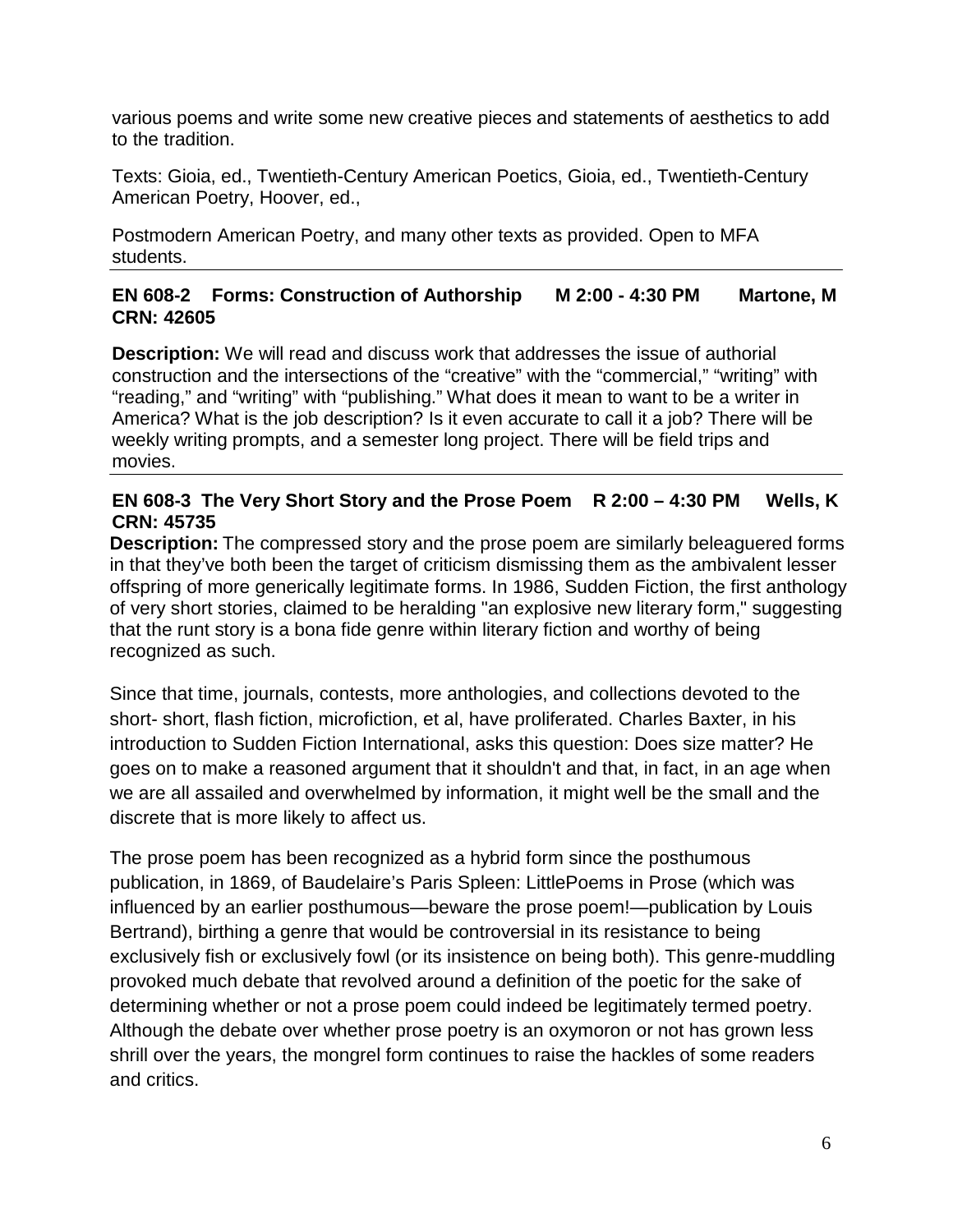various poems and write some new creative pieces and statements of aesthetics to add to the tradition.

Texts: Gioia, ed., Twentieth-Century American Poetics, Gioia, ed., Twentieth-Century American Poetry, Hoover, ed.,

Postmodern American Poetry, and many other texts as provided. Open to MFA students.

---

**EN 608-2 Forms: Construction of Authorship M 2:00 - 4:30 PM Martone, M**
**CRN: 42605**

**Description:** We will read and discuss work that addresses the issue of authorial construction and the intersections of the "creative" with the "commercial," "writing" with "reading," and "writing" with "publishing." What does it mean to want to be a writer in America? What is the job description? Is it even accurate to call it a job? There will be weekly writing prompts, and a semester long project. There will be field trips and movies.

---

**EN 608-3 The Very Short Story and the Prose Poem R 2:00 – 4:30 PM Wells, K**
**CRN: 45735**

**Description:** The compressed story and the prose poem are similarly beleaguered forms in that they've both been the target of criticism dismissing them as the ambivalent lesser offspring of more generically legitimate forms. In 1986, Sudden Fiction, the first anthology of very short stories, claimed to be heralding "an explosive new literary form," suggesting that the runt story is a bona fide genre within literary fiction and worthy of being recognized as such.

Since that time, journals, contests, more anthologies, and collections devoted to the short- short, flash fiction, microfiction, et al, have proliferated. Charles Baxter, in his introduction to Sudden Fiction International, asks this question: Does size matter? He goes on to make a reasoned argument that it shouldn't and that, in fact, in an age when we are all assailed and overwhelmed by information, it might well be the small and the discrete that is more likely to affect us.

The prose poem has been recognized as a hybrid form since the posthumous publication, in 1869, of Baudelaire's Paris Spleen: LittlePoems in Prose (which was influenced by an earlier posthumous—beware the prose poem!—publication by Louis Bertrand), birthing a genre that would be controversial in its resistance to being exclusively fish or exclusively fowl (or its insistence on being both). This genre-muddling provoked much debate that revolved around a definition of the poetic for the sake of determining whether or not a prose poem could indeed be legitimately termed poetry. Although the debate over whether prose poetry is an oxymoron or not has grown less shrill over the years, the mongrel form continues to raise the hackles of some readers and critics.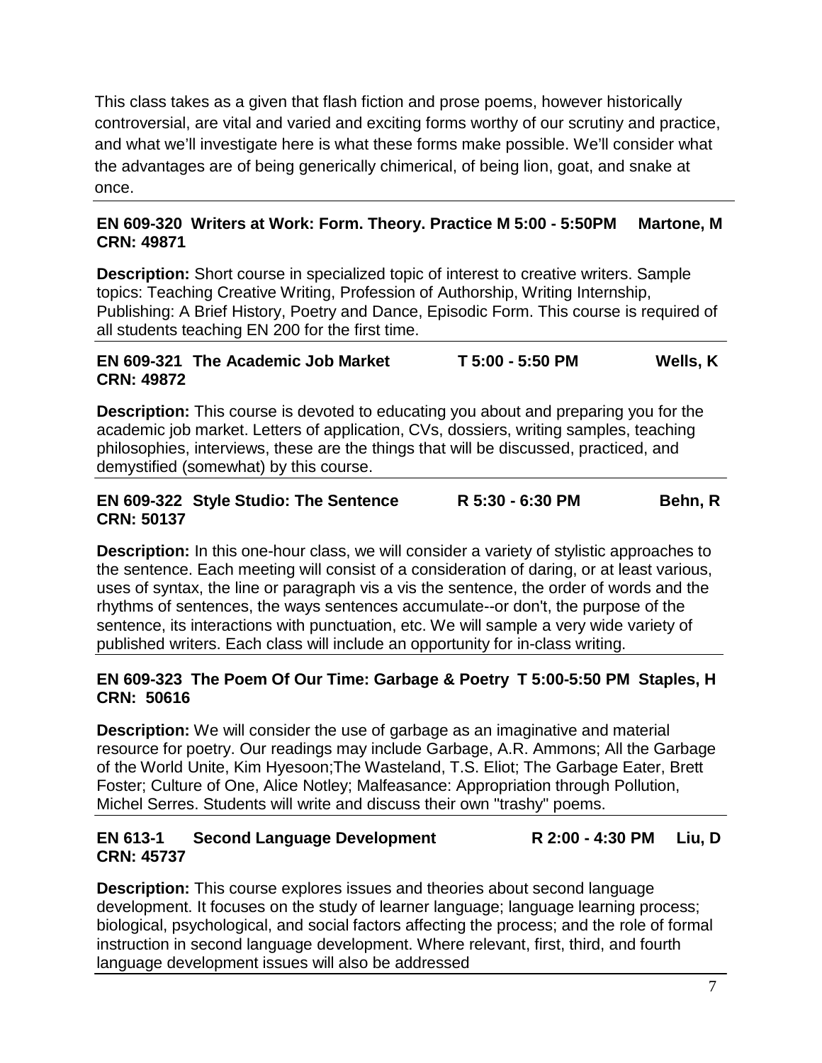This class takes as a given that flash fiction and prose poems, however historically controversial, are vital and varied and exciting forms worthy of our scrutiny and practice, and what we'll investigate here is what these forms make possible. We'll consider what the advantages are of being generically chimerical, of being lion, goat, and snake at once.

---

**EN 609-320 Writers at Work: Form. Theory. Practice M 5:00 - 5:50PM Martone, M**
**CRN: 49871**

**Description:** Short course in specialized topic of interest to creative writers. Sample topics: Teaching Creative Writing, Profession of Authorship, Writing Internship, Publishing: A Brief History, Poetry and Dance, Episodic Form. This course is required of all students teaching EN 200 for the first time.

---

**EN 609-321 The Academic Job Market T 5:00 - 5:50 PM Wells, K**
**CRN: 49872**

**Description:** This course is devoted to educating you about and preparing you for the academic job market. Letters of application, CVs, dossiers, writing samples, teaching philosophies, interviews, these are the things that will be discussed, practiced, and demystified (somewhat) by this course.

---

**EN 609-322 Style Studio: The Sentence R 5:30 - 6:30 PM Behn, R**
**CRN: 50137**

**Description:** In this one-hour class, we will consider a variety of stylistic approaches to the sentence. Each meeting will consist of a consideration of daring, or at least various, uses of syntax, the line or paragraph vis a vis the sentence, the order of words and the rhythms of sentences, the ways sentences accumulate--or don't, the purpose of the sentence, its interactions with punctuation, etc. We will sample a very wide variety of published writers. Each class will include an opportunity for in-class writing.

---

**EN 609-323 The Poem Of Our Time: Garbage & Poetry T 5:00-5:50 PM Staples, H**
**CRN: 50616**

**Description:** We will consider the use of garbage as an imaginative and material resource for poetry. Our readings may include Garbage, A.R. Ammons; All the Garbage of the World Unite, Kim Hyesoon;The Wasteland, T.S. Eliot; The Garbage Eater, Brett Foster; Culture of One, Alice Notley; Malfeasance: Appropriation through Pollution, Michel Serres. Students will write and discuss their own "trashy" poems.

---

**EN 613-1 Second Language Development R 2:00 - 4:30 PM Liu, D**
**CRN: 45737**

**Description:** This course explores issues and theories about second language development. It focuses on the study of learner language; language learning process; biological, psychological, and social factors affecting the process; and the role of formal instruction in second language development. Where relevant, first, third, and fourth language development issues will also be addressed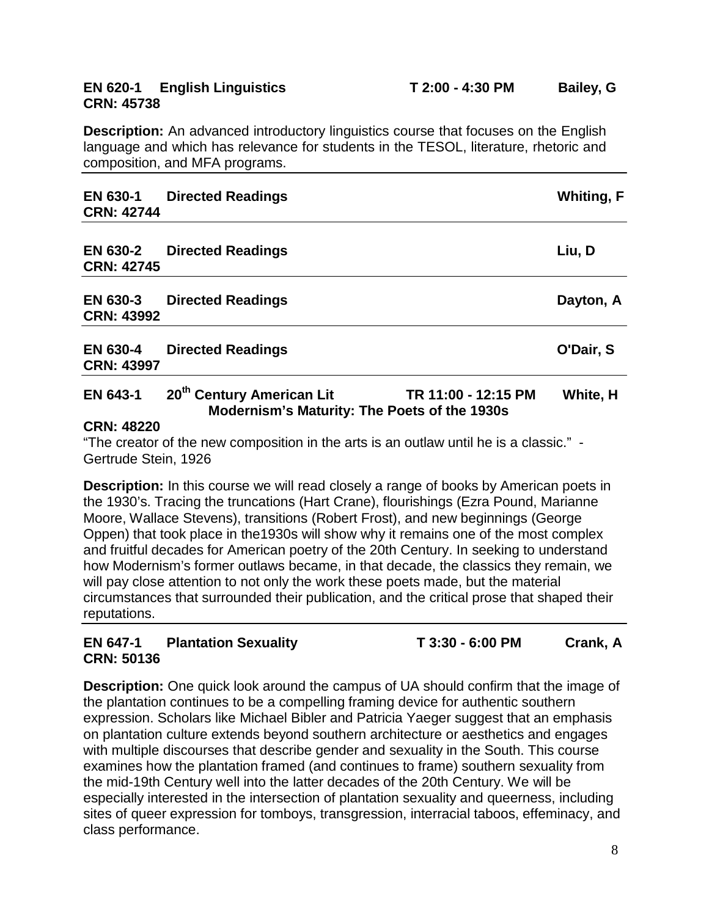**EN 620-1 English Linguistics T 2:00 - 4:30 PM Bailey, G**
**CRN: 45738**

**Description:** An advanced introductory linguistics course that focuses on the English language and which has relevance for students in the TESOL, literature, rhetoric and composition, and MFA programs.

---

**EN 630-1 Directed Readings Whiting, F**
**CRN: 42744**

---

**EN 630-2 Directed Readings Liu, D**
**CRN: 42745**

---

**EN 630-3 Directed Readings Dayton, A**
**CRN: 43992**

---

**EN 630-4 Directed Readings O'Dair, S**
**CRN: 43997**

---

**EN 643-1 20th Century American Lit TR 11:00 - 12:15 PM White, H**
**Modernism's Maturity: The Poets of the 1930s**
**CRN: 48220**

"The creator of the new composition in the arts is an outlaw until he is a classic." - Gertrude Stein, 1926

**Description:** In this course we will read closely a range of books by American poets in the 1930's. Tracing the truncations (Hart Crane), flourishings (Ezra Pound, Marianne Moore, Wallace Stevens), transitions (Robert Frost), and new beginnings (George Oppen) that took place in the1930s will show why it remains one of the most complex and fruitful decades for American poetry of the 20th Century. In seeking to understand how Modernism's former outlaws became, in that decade, the classics they remain, we will pay close attention to not only the work these poets made, but the material circumstances that surrounded their publication, and the critical prose that shaped their reputations.

---

**EN 647-1 Plantation Sexuality T 3:30 - 6:00 PM Crank, A**
**CRN: 50136**

**Description:** One quick look around the campus of UA should confirm that the image of the plantation continues to be a compelling framing device for authentic southern expression. Scholars like Michael Bibler and Patricia Yaeger suggest that an emphasis on plantation culture extends beyond southern architecture or aesthetics and engages with multiple discourses that describe gender and sexuality in the South. This course examines how the plantation framed (and continues to frame) southern sexuality from the mid-19th Century well into the latter decades of the 20th Century. We will be especially interested in the intersection of plantation sexuality and queerness, including sites of queer expression for tomboys, transgression, interracial taboos, effeminacy, and class performance.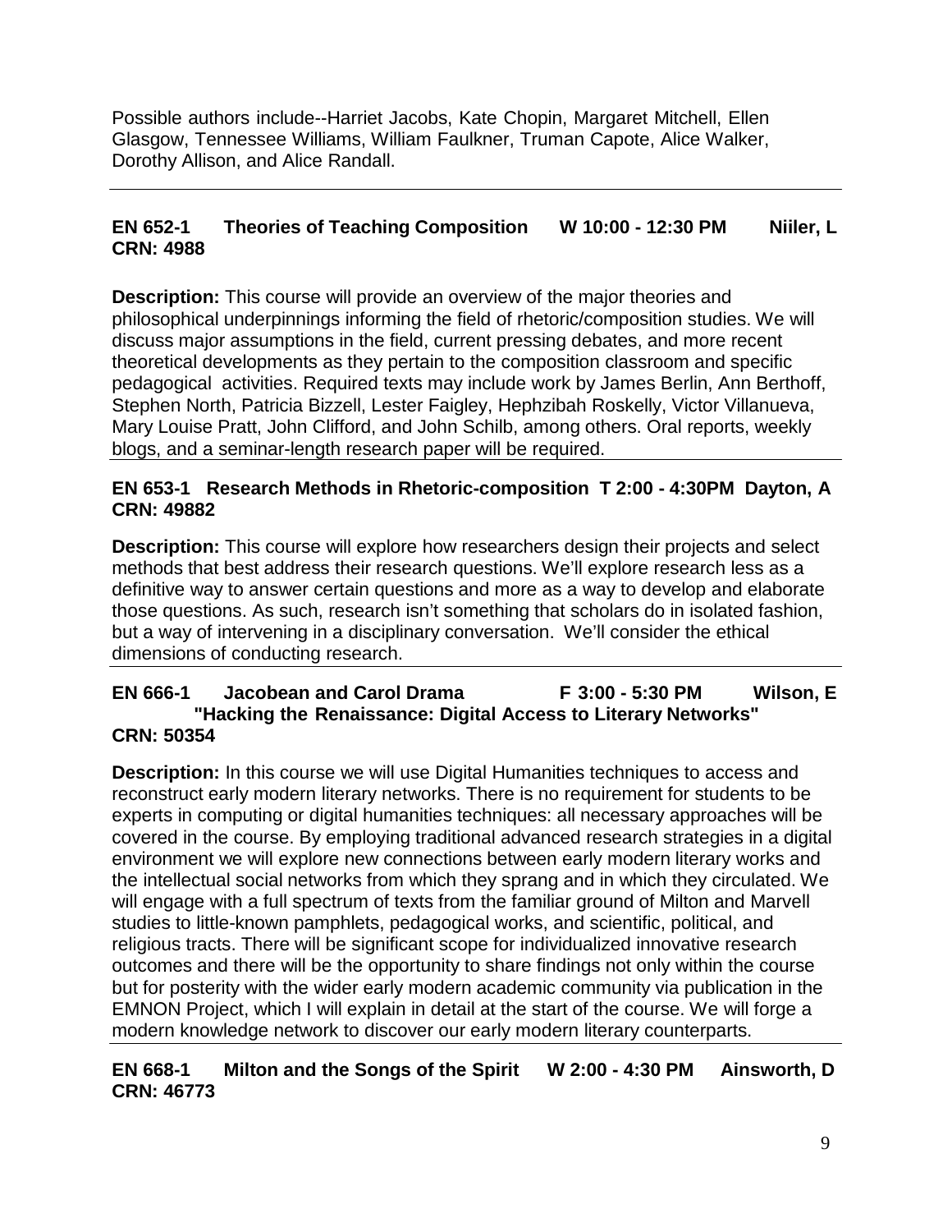Possible authors include--Harriet Jacobs, Kate Chopin, Margaret Mitchell, Ellen Glasgow, Tennessee Williams, William Faulkner, Truman Capote, Alice Walker, Dorothy Allison, and Alice Randall.

---

**EN 652-1 Theories of Teaching Composition W 10:00 - 12:30 PM Niiler, L**
**CRN: 4988**

**Description:** This course will provide an overview of the major theories and philosophical underpinnings informing the field of rhetoric/composition studies. We will discuss major assumptions in the field, current pressing debates, and more recent theoretical developments as they pertain to the composition classroom and specific pedagogical activities. Required texts may include work by James Berlin, Ann Berthoff, Stephen North, Patricia Bizzell, Lester Faigley, Hephzibah Roskelly, Victor Villanueva, Mary Louise Pratt, John Clifford, and John Schilb, among others. Oral reports, weekly blogs, and a seminar-length research paper will be required.

---

**EN 653-1 Research Methods in Rhetoric-composition T 2:00 - 4:30PM Dayton, A**
**CRN: 49882**

**Description:** This course will explore how researchers design their projects and select methods that best address their research questions. We'll explore research less as a definitive way to answer certain questions and more as a way to develop and elaborate those questions. As such, research isn't something that scholars do in isolated fashion, but a way of intervening in a disciplinary conversation. We'll consider the ethical dimensions of conducting research.

---

**EN 666-1 Jacobean and Carol Drama F 3:00 - 5:30 PM Wilson, E**
**"Hacking the Renaissance: Digital Access to Literary Networks"**
**CRN: 50354**

**Description:** In this course we will use Digital Humanities techniques to access and reconstruct early modern literary networks. There is no requirement for students to be experts in computing or digital humanities techniques: all necessary approaches will be covered in the course. By employing traditional advanced research strategies in a digital environment we will explore new connections between early modern literary works and the intellectual social networks from which they sprang and in which they circulated. We will engage with a full spectrum of texts from the familiar ground of Milton and Marvell studies to little-known pamphlets, pedagogical works, and scientific, political, and religious tracts. There will be significant scope for individualized innovative research outcomes and there will be the opportunity to share findings not only within the course but for posterity with the wider early modern academic community via publication in the EMNON Project, which I will explain in detail at the start of the course. We will forge a modern knowledge network to discover our early modern literary counterparts.

---

**EN 668-1 Milton and the Songs of the Spirit W 2:00 - 4:30 PM Ainsworth, D**
**CRN: 46773**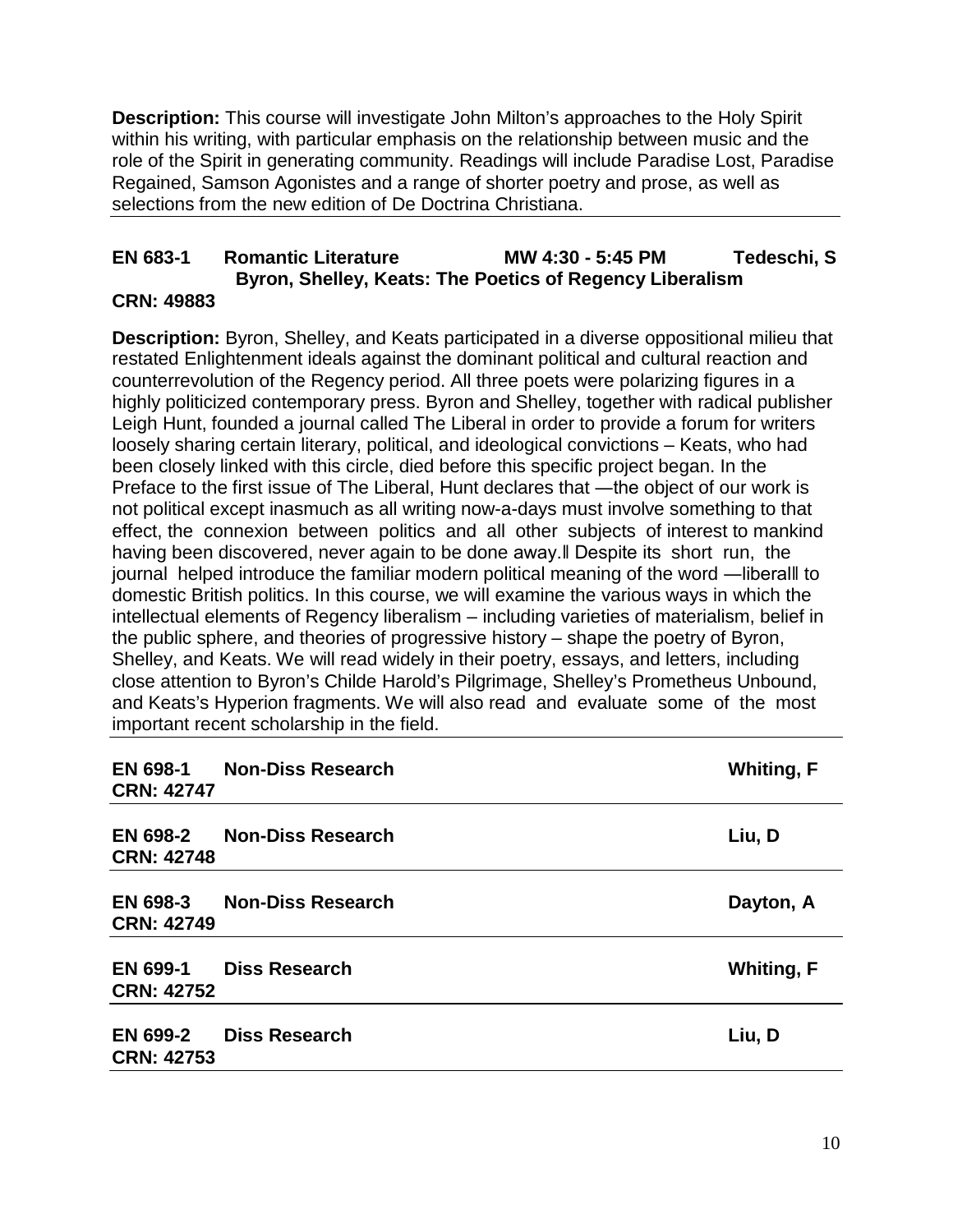**Description:** This course will investigate John Milton's approaches to the Holy Spirit within his writing, with particular emphasis on the relationship between music and the role of the Spirit in generating community. Readings will include Paradise Lost, Paradise Regained, Samson Agonistes and a range of shorter poetry and prose, as well as selections from the new edition of De Doctrina Christiana.

---

**EN 683-1 Romantic Literature MW 4:30 - 5:45 PM Tedeschi, S**
**Byron, Shelley, Keats: The Poetics of Regency Liberalism**
**CRN: 49883**

**Description:** Byron, Shelley, and Keats participated in a diverse oppositional milieu that restated Enlightenment ideals against the dominant political and cultural reaction and counterrevolution of the Regency period. All three poets were polarizing figures in a highly politicized contemporary press. Byron and Shelley, together with radical publisher Leigh Hunt, founded a journal called The Liberal in order to provide a forum for writers loosely sharing certain literary, political, and ideological convictions – Keats, who had been closely linked with this circle, died before this specific project began. In the Preface to the first issue of The Liberal, Hunt declares that ―the object of our work is not political except inasmuch as all writing now-a-days must involve something to that effect, the connexion between politics and all other subjects of interest to mankind having been discovered, never again to be done away.‖ Despite its short run, the journal helped introduce the familiar modern political meaning of the word ―liberal‖ to domestic British politics. In this course, we will examine the various ways in which the intellectual elements of Regency liberalism – including varieties of materialism, belief in the public sphere, and theories of progressive history – shape the poetry of Byron, Shelley, and Keats. We will read widely in their poetry, essays, and letters, including close attention to Byron's Childe Harold's Pilgrimage, Shelley's Prometheus Unbound, and Keats's Hyperion fragments. We will also read and evaluate some of the most important recent scholarship in the field.

---

**EN 698-1 Non-Diss Research Whiting, F**
**CRN: 42747**

---

**EN 698-2 Non-Diss Research Liu, D**
**CRN: 42748**

---

**EN 698-3 Non-Diss Research Dayton, A**
**CRN: 42749**

---

**EN 699-1 Diss Research Whiting, F**
**CRN: 42752**

---

**EN 699-2 Diss Research Liu, D**
**CRN: 42753**

---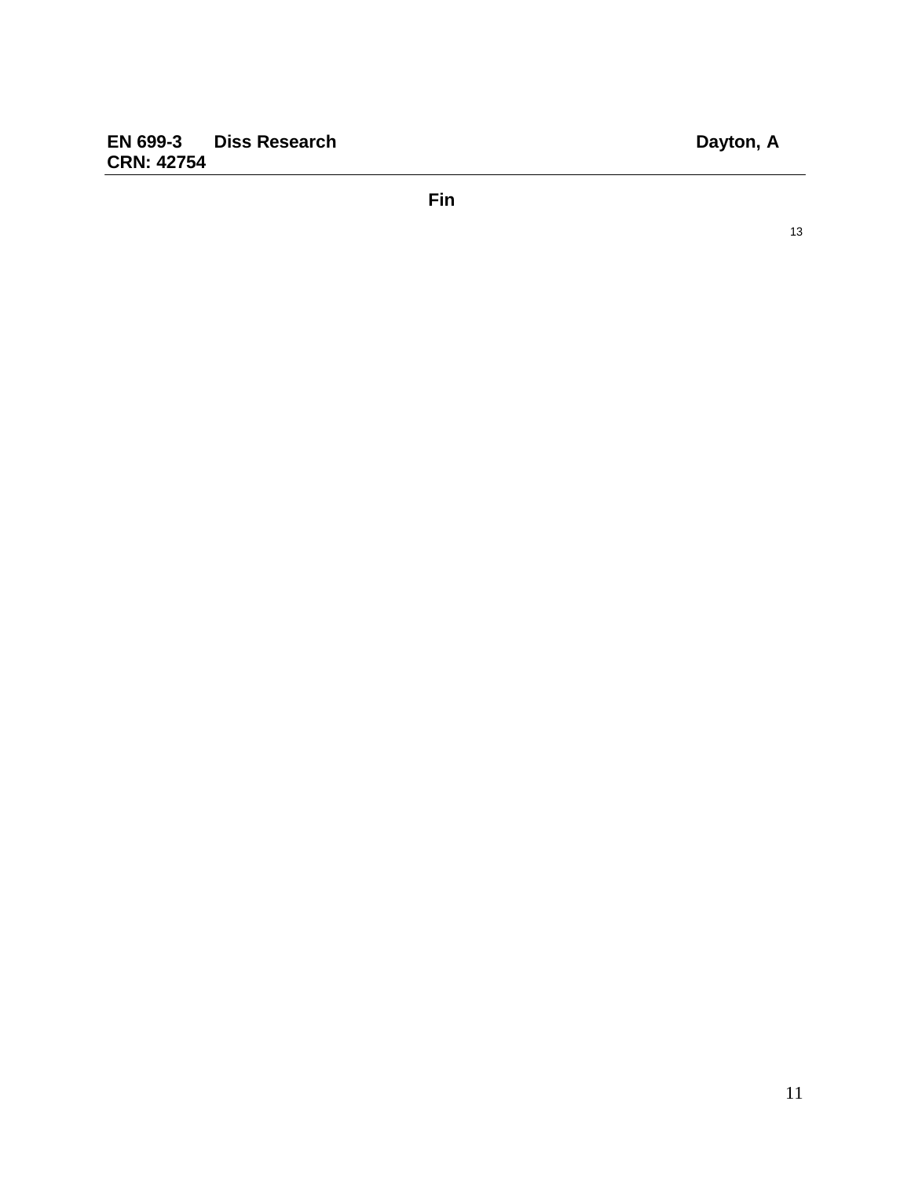| | | |
|---|---|---|
| **EN 699-3** | **Diss Research** | **Dayton, A** |
| **CRN: 42754** | | |

**Fin**

13